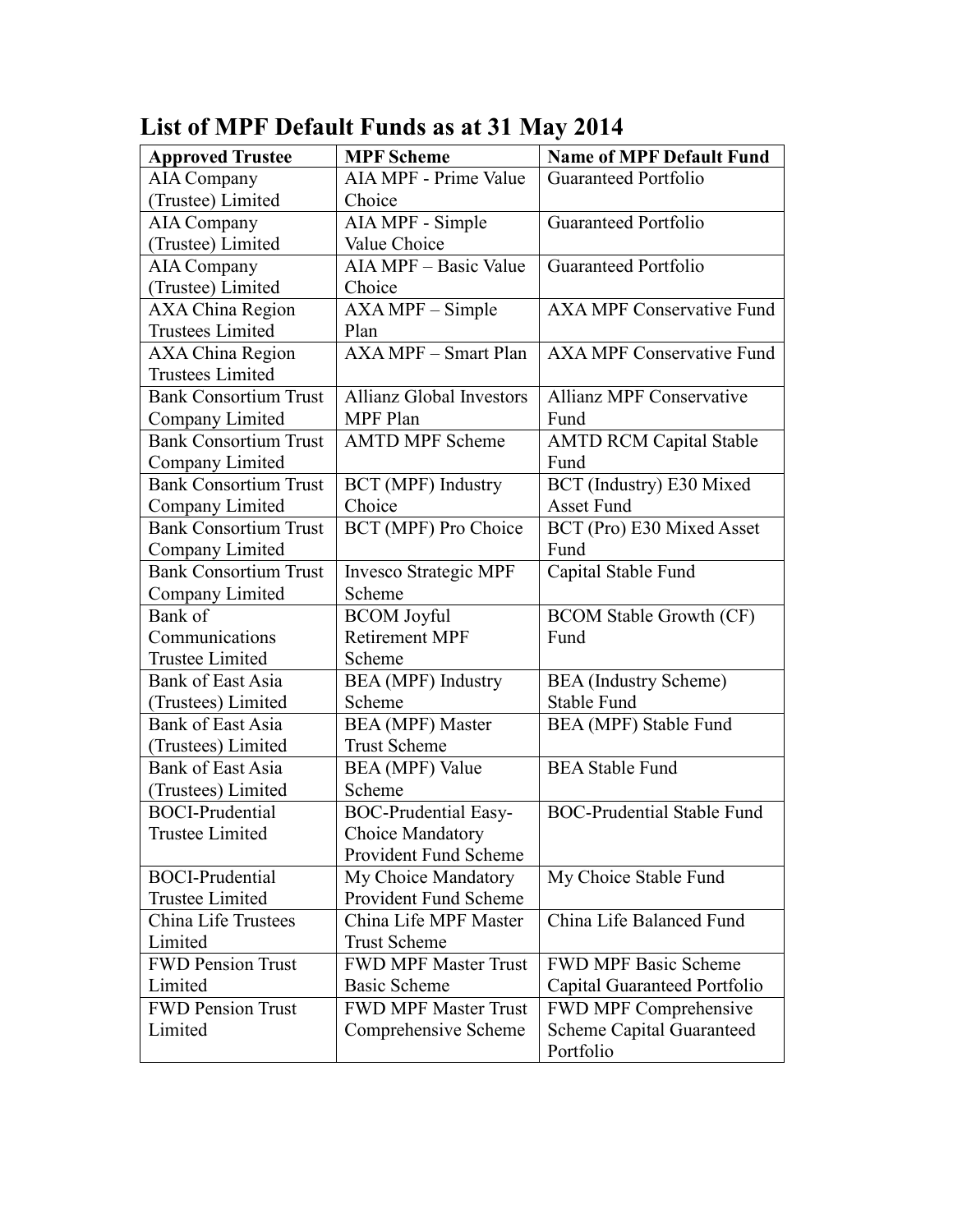# List of MPF Default Funds as at 31 May 2014

| Approved Trustee | MPF Scheme | Name of MPF Default Fund |
|---|---|---|
| AIA Company (Trustee) Limited | AIA MPF - Prime Value Choice | Guaranteed Portfolio |
| AIA Company (Trustee) Limited | AIA MPF - Simple Value Choice | Guaranteed Portfolio |
| AIA Company (Trustee) Limited | AIA MPF – Basic Value Choice | Guaranteed Portfolio |
| AXA China Region Trustees Limited | AXA MPF – Simple Plan | AXA MPF Conservative Fund |
| AXA China Region Trustees Limited | AXA MPF – Smart Plan | AXA MPF Conservative Fund |
| Bank Consortium Trust Company Limited | Allianz Global Investors MPF Plan | Allianz MPF Conservative Fund |
| Bank Consortium Trust Company Limited | AMTD MPF Scheme | AMTD RCM Capital Stable Fund |
| Bank Consortium Trust Company Limited | BCT (MPF) Industry Choice | BCT (Industry) E30 Mixed Asset Fund |
| Bank Consortium Trust Company Limited | BCT (MPF) Pro Choice | BCT (Pro) E30 Mixed Asset Fund |
| Bank Consortium Trust Company Limited | Invesco Strategic MPF Scheme | Capital Stable Fund |
| Bank of Communications Trustee Limited | BCOM Joyful Retirement MPF Scheme | BCOM Stable Growth (CF) Fund |
| Bank of East Asia (Trustees) Limited | BEA (MPF) Industry Scheme | BEA (Industry Scheme) Stable Fund |
| Bank of East Asia (Trustees) Limited | BEA (MPF) Master Trust Scheme | BEA (MPF) Stable Fund |
| Bank of East Asia (Trustees) Limited | BEA (MPF) Value Scheme | BEA Stable Fund |
| BOCI-Prudential Trustee Limited | BOC-Prudential Easy-Choice Mandatory Provident Fund Scheme | BOC-Prudential Stable Fund |
| BOCI-Prudential Trustee Limited | My Choice Mandatory Provident Fund Scheme | My Choice Stable Fund |
| China Life Trustees Limited | China Life MPF Master Trust Scheme | China Life Balanced Fund |
| FWD Pension Trust Limited | FWD MPF Master Trust Basic Scheme | FWD MPF Basic Scheme Capital Guaranteed Portfolio |
| FWD Pension Trust Limited | FWD MPF Master Trust Comprehensive Scheme | FWD MPF Comprehensive Scheme Capital Guaranteed Portfolio |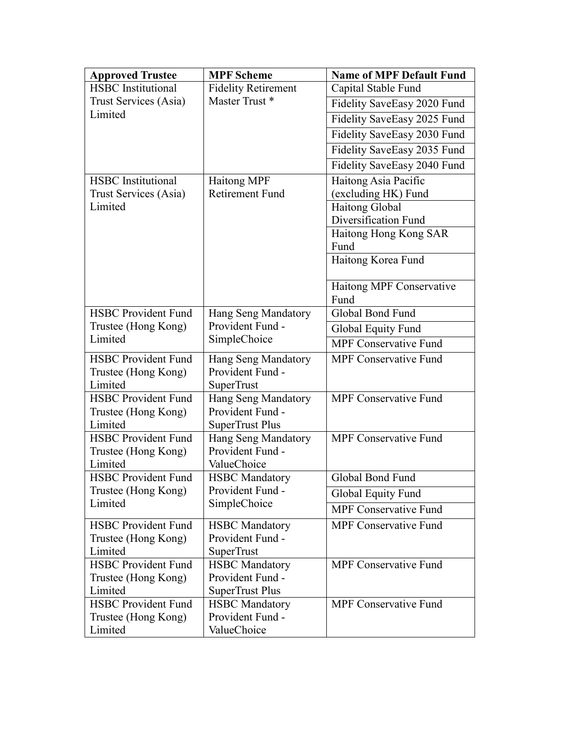| Approved Trustee | MPF Scheme | Name of MPF Default Fund |
| --- | --- | --- |
| HSBC Institutional Trust Services (Asia) Limited | Fidelity Retirement Master Trust * | Capital Stable Fund |
| | | Fidelity SaveEasy 2020 Fund |
| | | Fidelity SaveEasy 2025 Fund |
| | | Fidelity SaveEasy 2030 Fund |
| | | Fidelity SaveEasy 2035 Fund |
| | | Fidelity SaveEasy 2040 Fund |
| HSBC Institutional Trust Services (Asia) Limited | Haitong MPF Retirement Fund | Haitong Asia Pacific (excluding HK) Fund |
| | | Haitong Global Diversification Fund |
| | | Haitong Hong Kong SAR Fund |
| | | Haitong Korea Fund |
| | | Haitong MPF Conservative Fund |
| HSBC Provident Fund Trustee (Hong Kong) Limited | Hang Seng Mandatory Provident Fund - SimpleChoice | Global Bond Fund |
| | | Global Equity Fund |
| | | MPF Conservative Fund |
| HSBC Provident Fund Trustee (Hong Kong) Limited | Hang Seng Mandatory Provident Fund - SuperTrust | MPF Conservative Fund |
| HSBC Provident Fund Trustee (Hong Kong) Limited | Hang Seng Mandatory Provident Fund - SuperTrust Plus | MPF Conservative Fund |
| HSBC Provident Fund Trustee (Hong Kong) Limited | Hang Seng Mandatory Provident Fund - ValueChoice | MPF Conservative Fund |
| HSBC Provident Fund Trustee (Hong Kong) Limited | HSBC Mandatory Provident Fund - SimpleChoice | Global Bond Fund |
| | | Global Equity Fund |
| | | MPF Conservative Fund |
| HSBC Provident Fund Trustee (Hong Kong) Limited | HSBC Mandatory Provident Fund - SuperTrust | MPF Conservative Fund |
| HSBC Provident Fund Trustee (Hong Kong) Limited | HSBC Mandatory Provident Fund - SuperTrust Plus | MPF Conservative Fund |
| HSBC Provident Fund Trustee (Hong Kong) Limited | HSBC Mandatory Provident Fund - ValueChoice | MPF Conservative Fund |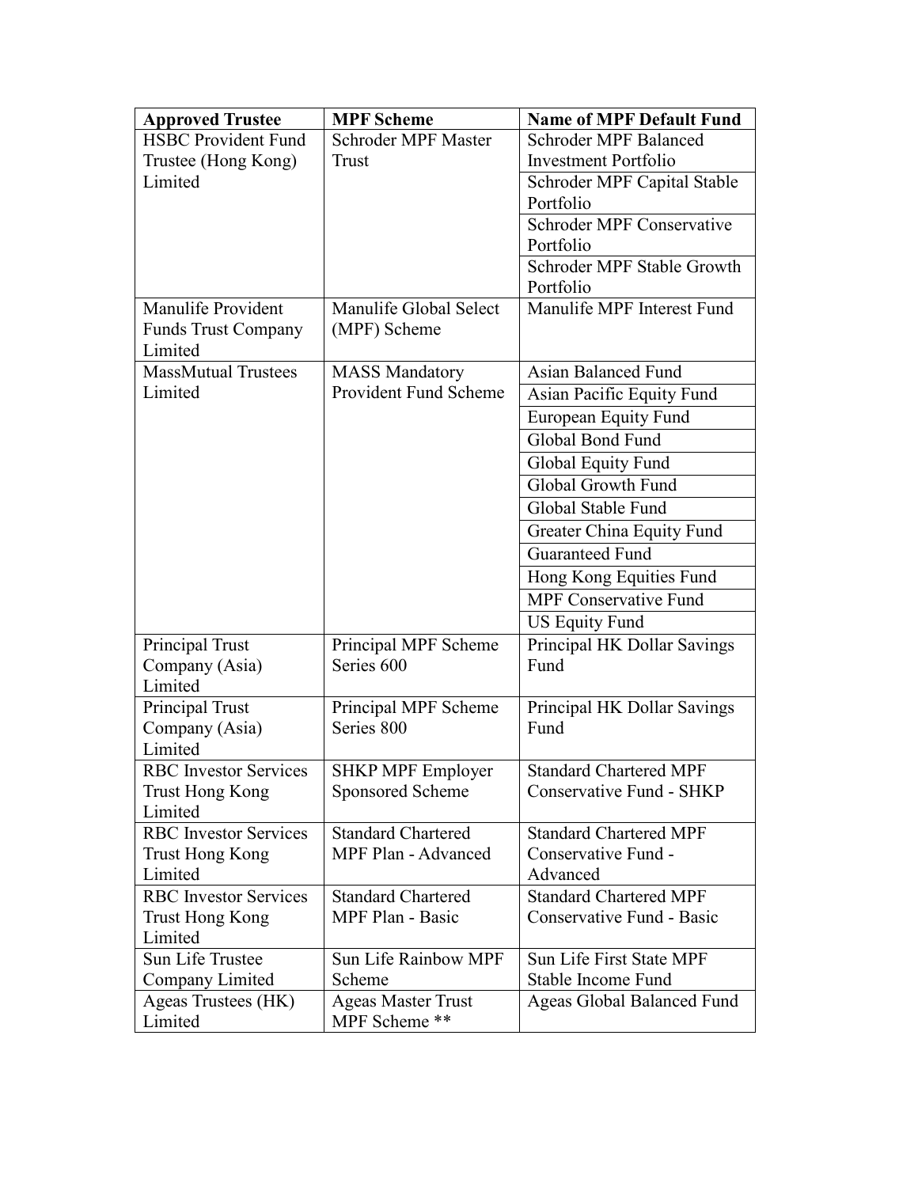| Approved Trustee | MPF Scheme | Name of MPF Default Fund |
|---|---|---|
| HSBC Provident Fund Trustee (Hong Kong) Limited | Schroder MPF Master Trust | Schroder MPF Balanced Investment Portfolio |
| | | Schroder MPF Capital Stable Portfolio |
| | | Schroder MPF Conservative Portfolio |
| | | Schroder MPF Stable Growth Portfolio |
| Manulife Provident Funds Trust Company Limited | Manulife Global Select (MPF) Scheme | Manulife MPF Interest Fund |
| MassMutual Trustees Limited | MASS Mandatory Provident Fund Scheme | Asian Balanced Fund |
| | | Asian Pacific Equity Fund |
| | | European Equity Fund |
| | | Global Bond Fund |
| | | Global Equity Fund |
| | | Global Growth Fund |
| | | Global Stable Fund |
| | | Greater China Equity Fund |
| | | Guaranteed Fund |
| | | Hong Kong Equities Fund |
| | | MPF Conservative Fund |
| | | US Equity Fund |
| Principal Trust Company (Asia) Limited | Principal MPF Scheme Series 600 | Principal HK Dollar Savings Fund |
| Principal Trust Company (Asia) Limited | Principal MPF Scheme Series 800 | Principal HK Dollar Savings Fund |
| RBC Investor Services Trust Hong Kong Limited | SHKP MPF Employer Sponsored Scheme | Standard Chartered MPF Conservative Fund - SHKP |
| RBC Investor Services Trust Hong Kong Limited | Standard Chartered MPF Plan - Advanced | Standard Chartered MPF Conservative Fund - Advanced |
| RBC Investor Services Trust Hong Kong Limited | Standard Chartered MPF Plan - Basic | Standard Chartered MPF Conservative Fund - Basic |
| Sun Life Trustee Company Limited | Sun Life Rainbow MPF Scheme | Sun Life First State MPF Stable Income Fund |
| Ageas Trustees (HK) Limited | Ageas Master Trust MPF Scheme ** | Ageas Global Balanced Fund |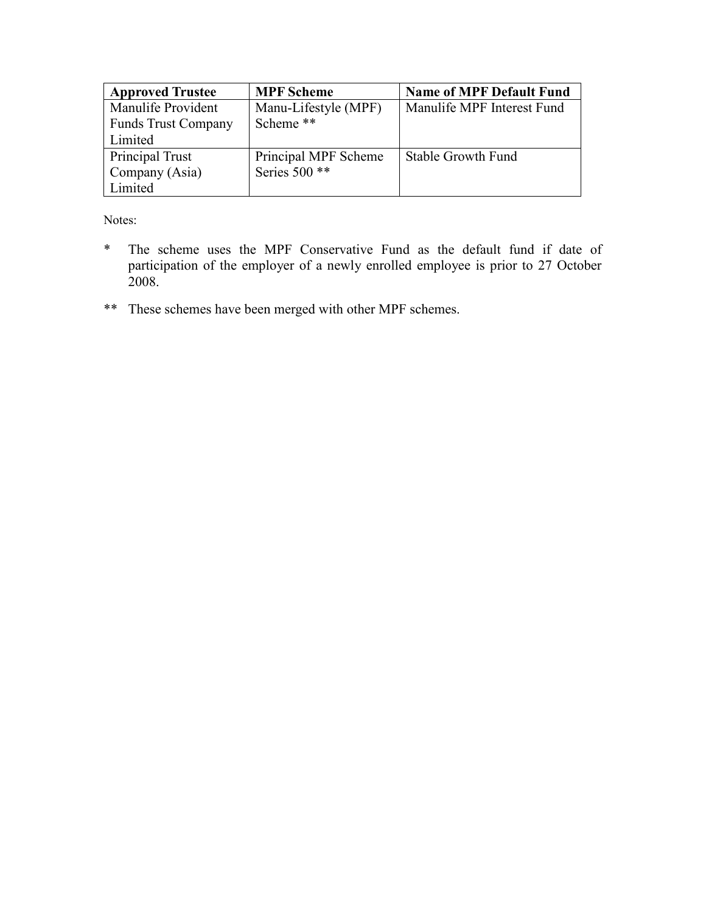| Approved Trustee | MPF Scheme | Name of MPF Default Fund |
| --- | --- | --- |
| Manulife Provident Funds Trust Company Limited | Manu-Lifestyle (MPF) Scheme ** | Manulife MPF Interest Fund |
| Principal Trust Company (Asia) Limited | Principal MPF Scheme Series 500 ** | Stable Growth Fund |

Notes:

\* The scheme uses the MPF Conservative Fund as the default fund if date of participation of the employer of a newly enrolled employee is prior to 27 October 2008.

** These schemes have been merged with other MPF schemes.